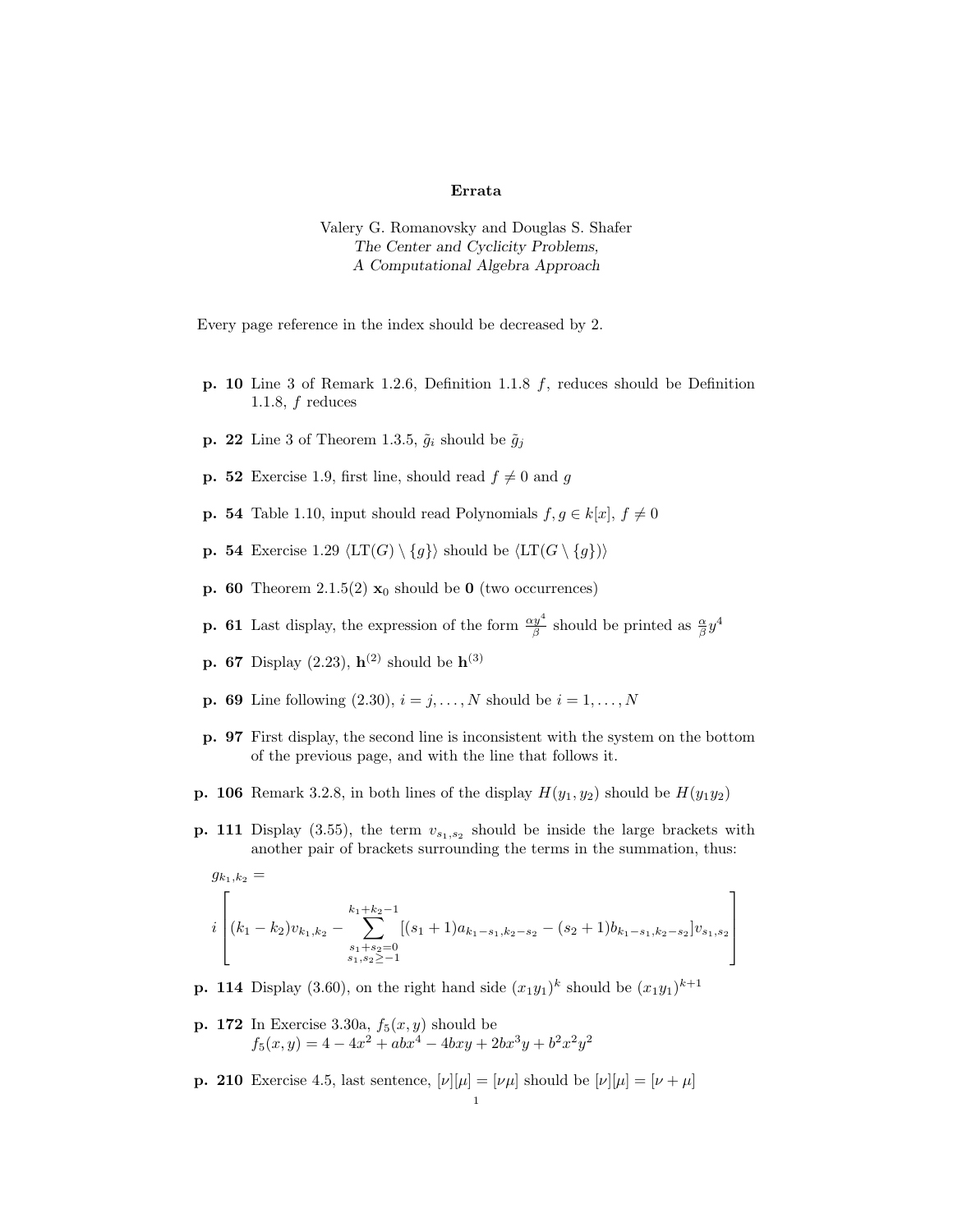# Errata

Valery G. Romanovsky and Douglas S. Shafer
*The Center and Cyclicity Problems,*
*A Computational Algebra Approach*

Every page reference in the index should be decreased by 2.

**p. 10** Line 3 of Remark 1.2.6, Definition 1.1.8 $f$, reduces should be Definition 1.1.8, $f$ reduces

**p. 22** Line 3 of Theorem 1.3.5, $\tilde{g}_i$ should be $\tilde{g}_j$

**p. 52** Exercise 1.9, first line, should read $f \neq 0$ and $g$

**p. 54** Table 1.10, input should read Polynomials $f, g \in k[x]$, $f \neq 0$

**p. 54** Exercise 1.29 $\langle \mathrm{LT}(G) \setminus \{g\} \rangle$ should be $\langle \mathrm{LT}(G \setminus \{g\}) \rangle$

**p. 60** Theorem 2.1.5(2) $\mathbf{x}_0$ should be $\mathbf{0}$ (two occurrences)

**p. 61** Last display, the expression of the form $\frac{\alpha y^4}{\beta}$ should be printed as $\frac{\alpha}{\beta} y^4$

**p. 67** Display (2.23), $\mathbf{h}^{(2)}$ should be $\mathbf{h}^{(3)}$

**p. 69** Line following (2.30), $i = j, \ldots, N$ should be $i = 1, \ldots, N$

**p. 97** First display, the second line is inconsistent with the system on the bottom of the previous page, and with the line that follows it.

**p. 106** Remark 3.2.8, in both lines of the display $H(y_1, y_2)$ should be $H(y_1 y_2)$

**p. 111** Display (3.55), the term $v_{s_1,s_2}$ should be inside the large brackets with another pair of brackets surrounding the terms in the summation, thus:

$$g_{k_1,k_2} =$$

$$i \left[ (k_1 - k_2) v_{k_1,k_2} - \sum_{\substack{s_1+s_2=0 \\ s_1,s_2 \geq -1}}^{k_1+k_2-1} [(s_1+1) a_{k_1-s_1,k_2-s_2} - (s_2+1) b_{k_1-s_1,k_2-s_2}] v_{s_1,s_2} \right]$$

**p. 114** Display (3.60), on the right hand side $(x_1 y_1)^k$ should be $(x_1 y_1)^{k+1}$

**p. 172** In Exercise 3.30a, $f_5(x, y)$ should be
$f_5(x, y) = 4 - 4x^2 + abx^4 - 4bxy + 2bx^3 y + b^2 x^2 y^2$

**p. 210** Exercise 4.5, last sentence, $[\nu][\mu] = [\nu\mu]$ should be $[\nu][\mu] = [\nu + \mu]$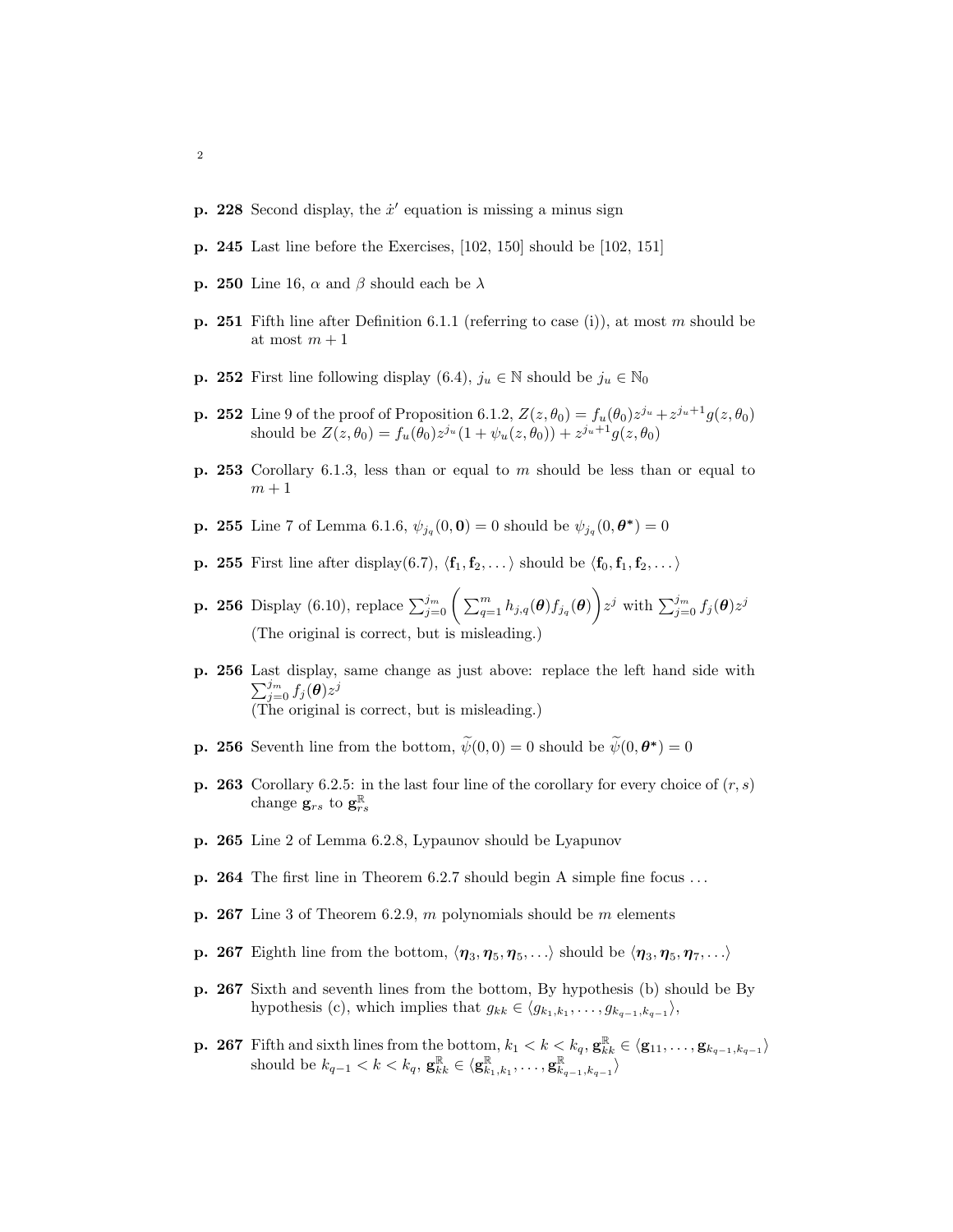**p. 228** Second display, the $\dot{x}'$ equation is missing a minus sign

**p. 245** Last line before the Exercises, [102, 150] should be [102, 151]

**p. 250** Line 16, $\alpha$ and $\beta$ should each be $\lambda$

**p. 251** Fifth line after Definition 6.1.1 (referring to case (i)), at most $m$ should be at most $m+1$

**p. 252** First line following display (6.4), $j_u \in \mathbb{N}$ should be $j_u \in \mathbb{N}_0$

**p. 252** Line 9 of the proof of Proposition 6.1.2, $Z(z,\theta_0) = f_u(\theta_0)z^{j_u} + z^{j_u+1}g(z,\theta_0)$ should be $Z(z,\theta_0) = f_u(\theta_0)z^{j_u}(1+\psi_u(z,\theta_0)) + z^{j_u+1}g(z,\theta_0)$

**p. 253** Corollary 6.1.3, less than or equal to $m$ should be less than or equal to $m+1$

**p. 255** Line 7 of Lemma 6.1.6, $\psi_{j_q}(0,\mathbf{0}) = 0$ should be $\psi_{j_q}(0,\boldsymbol{\theta}^*) = 0$

**p. 255** First line after display(6.7), $\langle \mathbf{f}_1, \mathbf{f}_2, \dots \rangle$ should be $\langle \mathbf{f}_0, \mathbf{f}_1, \mathbf{f}_2, \dots \rangle$

**p. 256** Display (6.10), replace $\sum_{j=0}^{j_m} \left( \sum_{q=1}^{m} h_{j,q}(\boldsymbol{\theta}) f_{j_q}(\boldsymbol{\theta}) \right) z^j$ with $\sum_{j=0}^{j_m} f_j(\boldsymbol{\theta}) z^j$
(The original is correct, but is misleading.)

**p. 256** Last display, same change as just above: replace the left hand side with $\sum_{j=0}^{j_m} f_j(\boldsymbol{\theta}) z^j$
(The original is correct, but is misleading.)

**p. 256** Seventh line from the bottom, $\widetilde{\psi}(0,0) = 0$ should be $\widetilde{\psi}(0,\boldsymbol{\theta}^*) = 0$

**p. 263** Corollary 6.2.5: in the last four line of the corollary for every choice of $(r,s)$ change $\mathbf{g}_{rs}$ to $\mathbf{g}_{rs}^{\mathbb{R}}$

**p. 265** Line 2 of Lemma 6.2.8, Lypaunov should be Lyapunov

**p. 264** The first line in Theorem 6.2.7 should begin A simple fine focus ...

**p. 267** Line 3 of Theorem 6.2.9, $m$ polynomials should be $m$ elements

**p. 267** Eighth line from the bottom, $\langle \boldsymbol{\eta}_3, \boldsymbol{\eta}_5, \boldsymbol{\eta}_5, \dots \rangle$ should be $\langle \boldsymbol{\eta}_3, \boldsymbol{\eta}_5, \boldsymbol{\eta}_7, \dots \rangle$

**p. 267** Sixth and seventh lines from the bottom, By hypothesis (b) should be By hypothesis (c), which implies that $g_{kk} \in \langle g_{k_1,k_1}, \dots, g_{k_{q-1},k_{q-1}} \rangle$,

**p. 267** Fifth and sixth lines from the bottom, $k_1 < k < k_q$, $\mathbf{g}_{kk}^{\mathbb{R}} \in \langle \mathbf{g}_{11}, \dots, \mathbf{g}_{k_{q-1},k_{q-1}} \rangle$ should be $k_{q-1} < k < k_q$, $\mathbf{g}_{kk}^{\mathbb{R}} \in \langle \mathbf{g}_{k_1,k_1}^{\mathbb{R}}, \dots, \mathbf{g}_{k_{q-1},k_{q-1}}^{\mathbb{R}} \rangle$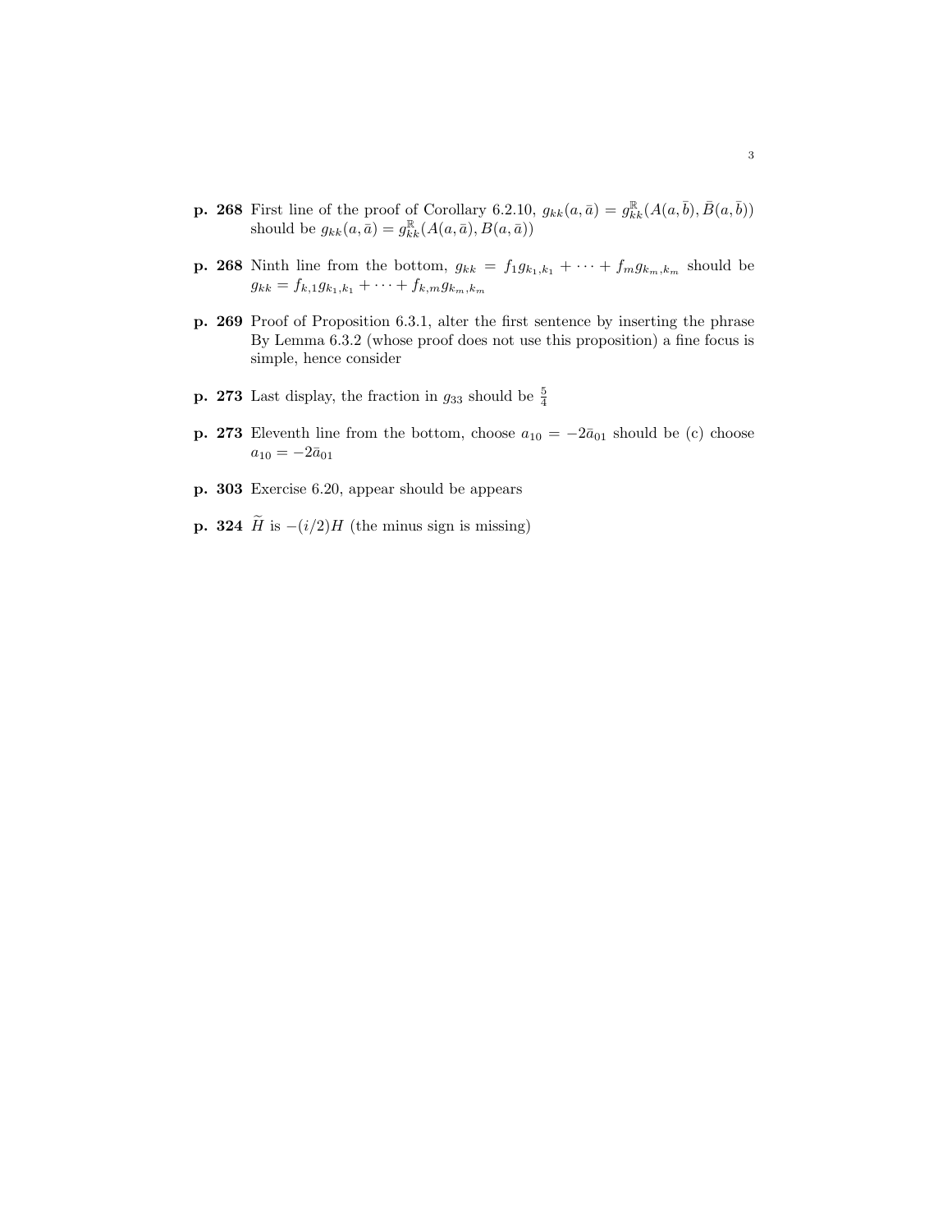- **p. 268** First line of the proof of Corollary 6.2.10, $g_{kk}(a, \bar{a}) = g^{\mathbb{R}}_{kk}(A(a, \bar{b}), \bar{B}(a, \bar{b}))$ should be $g_{kk}(a, \bar{a}) = g^{\mathbb{R}}_{kk}(A(a, \bar{a}), B(a, \bar{a}))$

- **p. 268** Ninth line from the bottom, $g_{kk} = f_1 g_{k_1,k_1} + \cdots + f_m g_{k_m,k_m}$ should be $g_{kk} = f_{k,1} g_{k_1,k_1} + \cdots + f_{k,m} g_{k_m,k_m}$

- **p. 269** Proof of Proposition 6.3.1, alter the first sentence by inserting the phrase By Lemma 6.3.2 (whose proof does not use this proposition) a fine focus is simple, hence consider

- **p. 273** Last display, the fraction in $g_{33}$ should be $\frac{5}{4}$

- **p. 273** Eleventh line from the bottom, choose $a_{10} = -2\bar{a}_{01}$ should be (c) choose $a_{10} = -2\bar{a}_{01}$

- **p. 303** Exercise 6.20, appear should be appears

- **p. 324** $\widetilde{H}$ is $-(i/2)H$ (the minus sign is missing)